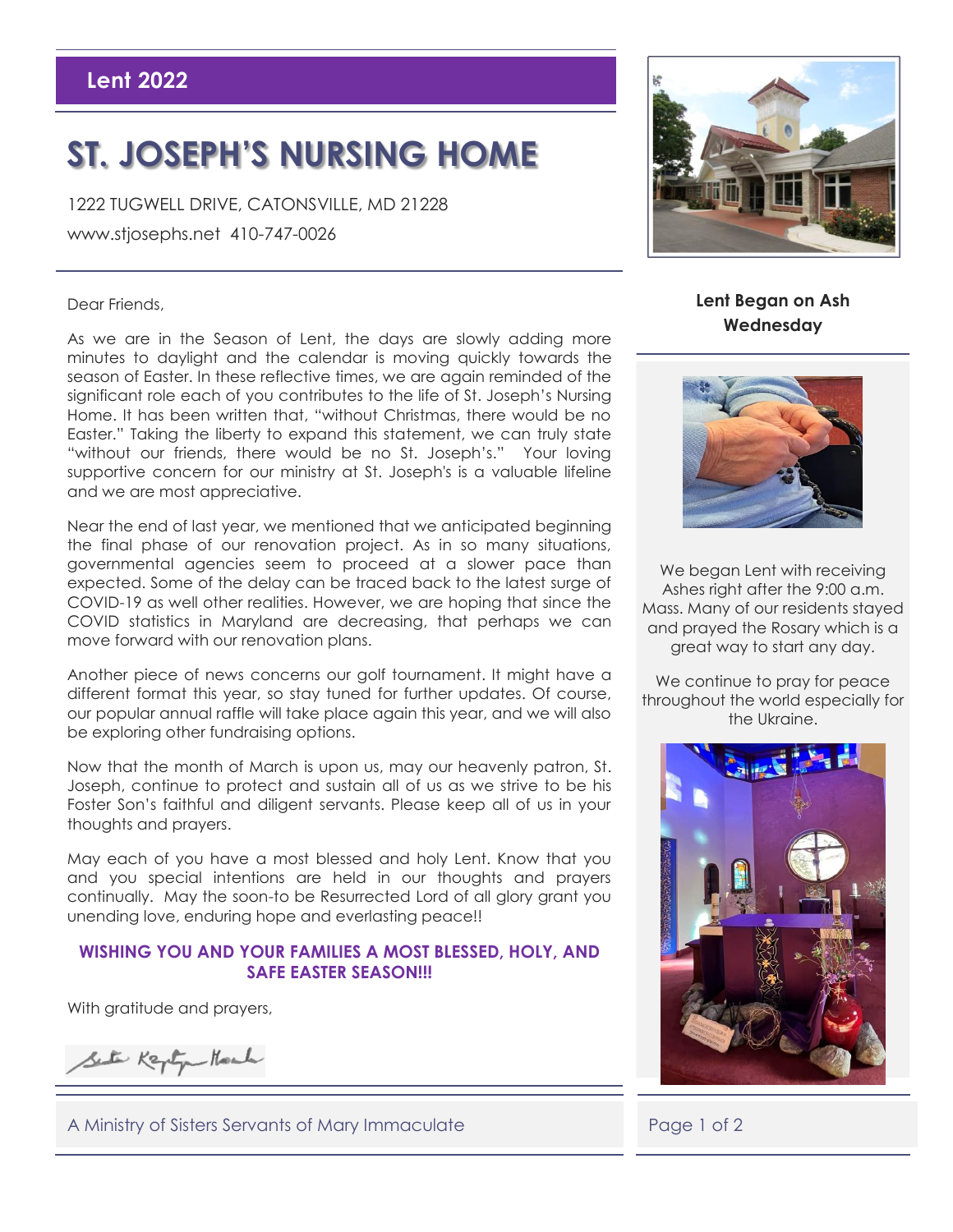**Lent 2022**

# ST. JOSEPH'S NURSING HOME

1222 TUGWELL DRIVE, CATONSVILLE, MD 21228

www.stjosephs.net 410-747-0026

Dear Friends,

As we are in the Season of Lent, the days are slowly adding more minutes to daylight and the calendar is moving quickly towards the season of Easter. In these reflective times, we are again reminded of the significant role each of you contributes to the life of St. Joseph's Nursing Home. It has been written that, "without Christmas, there would be no Easter." Taking the liberty to expand this statement, we can truly state "without our friends, there would be no St. Joseph's." Your loving supportive concern for our ministry at St. Joseph's is a valuable lifeline and we are most appreciative.

Near the end of last year, we mentioned that we anticipated beginning the final phase of our renovation project. As in so many situations, governmental agencies seem to proceed at a slower pace than expected. Some of the delay can be traced back to the latest surge of COVID-19 as well other realities. However, we are hoping that since the COVID statistics in Maryland are decreasing, that perhaps we can move forward with our renovation plans.

Another piece of news concerns our golf tournament. It might have a different format this year, so stay tuned for further updates. Of course, our popular annual raffle will take place again this year, and we will also be exploring other fundraising options.

Now that the month of March is upon us, may our heavenly patron, St. Joseph, continue to protect and sustain all of us as we strive to be his Foster Son's faithful and diligent servants. Please keep all of us in your thoughts and prayers.

May each of you have a most blessed and holy Lent. Know that you and you special intentions are held in our thoughts and prayers continually. May the soon-to be Resurrected Lord of all glory grant you unending love, enduring hope and everlasting peace!!

**WISHING YOU AND YOUR FAMILIES A MOST BLESSED, HOLY, AND SAFE EASTER SEASON!!!**

With gratitude and prayers,

A Ministry of Sisters Servants of Mary Immaculate

### Lent Began on Ash Wednesday

We began Lent with receiving Ashes right after the 9:00 a.m. Mass. Many of our residents stayed and prayed the Rosary which is a great way to start any day.

We continue to pray for peace throughout the world especially for the Ukraine.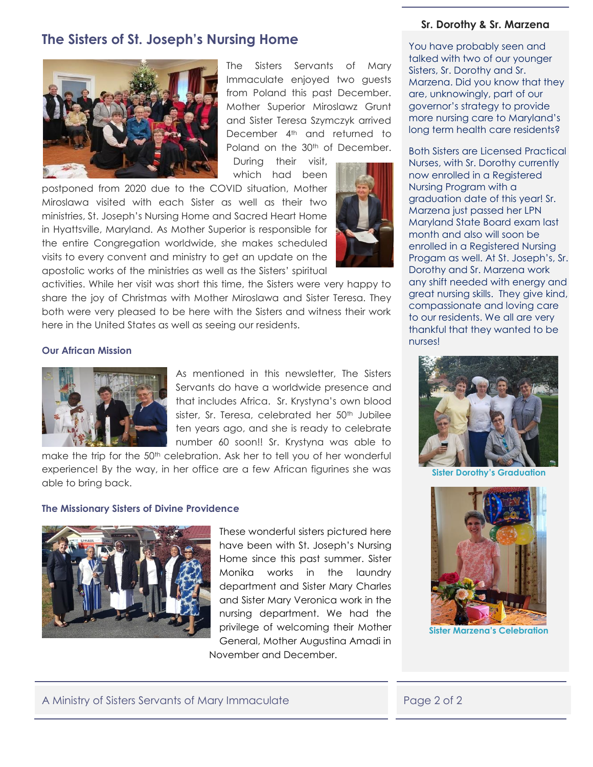## The Sisters of St. Joseph's Nursing Home

The Sisters Servants of Mary Immaculate enjoyed two guests from Poland this past December. Mother Superior Miroslawz Grunt and Sister Teresa Szymczyk arrived December 4th and returned to Poland on the 30th of December. During their visit, which had been postponed from 2020 due to the COVID situation, Mother Miroslawa visited with each Sister as well as their two ministries, St. Joseph's Nursing Home and Sacred Heart Home in Hyattsville, Maryland. As Mother Superior is responsible for the entire Congregation worldwide, she makes scheduled visits to every convent and ministry to get an update on the apostolic works of the ministries as well as the Sisters' spiritual activities. While her visit was short this time, the Sisters were very happy to share the joy of Christmas with Mother Miroslawa and Sister Teresa. They both were very pleased to be here with the Sisters and witness their work here in the United States as well as seeing our residents.

### Our African Mission

As mentioned in this newsletter, The Sisters Servants do have a worldwide presence and that includes Africa. Sr. Krystyna's own blood sister, Sr. Teresa, celebrated her 50th Jubilee ten years ago, and she is ready to celebrate number 60 soon!! Sr. Krystyna was able to make the trip for the 50th celebration. Ask her to tell you of her wonderful experience! By the way, in her office are a few African figurines she was able to bring back.

### The Missionary Sisters of Divine Providence

These wonderful sisters pictured here have been with St. Joseph's Nursing Home since this past summer. Sister Monika works in the laundry department and Sister Mary Charles and Sister Mary Veronica work in the nursing department. We had the privilege of welcoming their Mother General, Mother Augustina Amadi in November and December.

### Sr. Dorothy & Sr. Marzena

You have probably seen and talked with two of our younger Sisters, Sr. Dorothy and Sr. Marzena. Did you know that they are, unknowingly, part of our governor's strategy to provide more nursing care to Maryland's long term health care residents?

Both Sisters are Licensed Practical Nurses, with Sr. Dorothy currently now enrolled in a Registered Nursing Program with a graduation date of this year! Sr. Marzena just passed her LPN Maryland State Board exam last month and also will soon be enrolled in a Registered Nursing Progam as well. At St. Joseph's, Sr. Dorothy and Sr. Marzena work any shift needed with energy and great nursing skills. They give kind, compassionate and loving care to our residents. We all are very thankful that they wanted to be nurses!

Sister Dorothy's Graduation

Sister Marzena's Celebration

A Ministry of Sisters Servants of Mary Immaculate